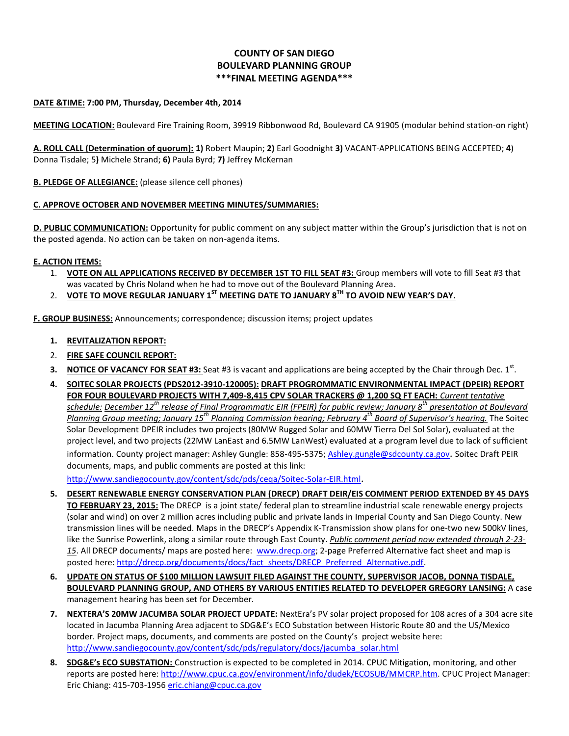# COUNTY OF SAN DIEGO
# BOULEVARD PLANNING GROUP
# \*\*\*FINAL MEETING AGENDA\*\*\*

**DATE &TIME: 7:00 PM, Thursday, December 4th, 2014**

**MEETING LOCATION:** Boulevard Fire Training Room, 39919 Ribbonwood Rd, Boulevard CA 91905 (modular behind station-on right)

**A. ROLL CALL (Determination of quorum): 1)** Robert Maupin; **2)** Earl Goodnight **3)** VACANT-APPLICATIONS BEING ACCEPTED; **4)** Donna Tisdale; 5**)** Michele Strand; **6)** Paula Byrd; **7)** Jeffrey McKernan

**B. PLEDGE OF ALLEGIANCE:** (please silence cell phones)

**C. APPROVE OCTOBER AND NOVEMBER MEETING MINUTES/SUMMARIES:**

**D. PUBLIC COMMUNICATION:** Opportunity for public comment on any subject matter within the Group's jurisdiction that is not on the posted agenda. No action can be taken on non-agenda items.

**E. ACTION ITEMS:**

1. **VOTE ON ALL APPLICATIONS RECEIVED BY DECEMBER 1ST TO FILL SEAT #3:** Group members will vote to fill Seat #3 that was vacated by Chris Noland when he had to move out of the Boulevard Planning Area.
2. **VOTE TO MOVE REGULAR JANUARY 1ST MEETING DATE TO JANUARY 8TH TO AVOID NEW YEAR'S DAY.**

**F. GROUP BUSINESS:** Announcements; correspondence; discussion items; project updates

1. **REVITALIZATION REPORT:**
2. **FIRE SAFE COUNCIL REPORT:**
3. **NOTICE OF VACANCY FOR SEAT #3:** Seat #3 is vacant and applications are being accepted by the Chair through Dec. 1st.
4. **SOITEC SOLAR PROJECTS (PDS2012-3910-120005): DRAFT PROGROMMATIC ENVIRONMENTAL IMPACT (DPEIR) REPORT FOR FOUR BOULEVARD PROJECTS WITH 7,409-8,415 CPV SOLAR TRACKERS @ 1,200 SQ FT EACH:** *Current tentative schedule: December 12th release of Final Programmatic EIR (FPEIR) for public review; January 8th presentation at Boulevard Planning Group meeting; January 15th Planning Commission hearing; February 4th Board of Supervisor's hearing.* The Soitec Solar Development DPEIR includes two projects (80MW Rugged Solar and 60MW Tierra Del Sol Solar), evaluated at the project level, and two projects (22MW LanEast and 6.5MW LanWest) evaluated at a program level due to lack of sufficient information. County project manager: Ashley Gungle: 858-495-5375; Ashley.gungle@sdcounty.ca.gov**.** Soitec Draft PEIR documents, maps, and public comments are posted at this link: http://www.sandiegocounty.gov/content/sdc/pds/ceqa/Soitec-Solar-EIR.html**.**
5. **DESERT RENEWABLE ENERGY CONSERVATION PLAN (DRECP) DRAFT DEIR/EIS COMMENT PERIOD EXTENDED BY 45 DAYS TO FEBRUARY 23, 2015:** The DRECP is a joint state/ federal plan to streamline industrial scale renewable energy projects (solar and wind) on over 2 million acres including public and private lands in Imperial County and San Diego County. New transmission lines will be needed. Maps in the DRECP's Appendix K-Transmission show plans for one-two new 500kV lines, like the Sunrise Powerlink, along a similar route through East County. *Public comment period now extended through 2-23-15*. All DRECP documents/ maps are posted here: www.drecp.org; 2-page Preferred Alternative fact sheet and map is posted here: http://drecp.org/documents/docs/fact_sheets/DRECP_Preferred_Alternative.pdf.
6. **UPDATE ON STATUS OF $100 MILLION LAWSUIT FILED AGAINST THE COUNTY, SUPERVISOR JACOB, DONNA TISDALE, BOULEVARD PLANNING GROUP, AND OTHERS BY VARIOUS ENTITIES RELATED TO DEVELOPER GREGORY LANSING:** A case management hearing has been set for December.
7. **NEXTERA'S 20MW JACUMBA SOLAR PROJECT UPDATE:** NextEra's PV solar project proposed for 108 acres of a 304 acre site located in Jacumba Planning Area adjacent to SDG&E's ECO Substation between Historic Route 80 and the US/Mexico border. Project maps, documents, and comments are posted on the County's project website here: http://www.sandiegocounty.gov/content/sdc/pds/regulatory/docs/jacumba_solar.html
8. **SDG&E's ECO SUBSTATION:** Construction is expected to be completed in 2014. CPUC Mitigation, monitoring, and other reports are posted here: http://www.cpuc.ca.gov/environment/info/dudek/ECOSUB/MMCRP.htm. CPUC Project Manager: Eric Chiang: 415-703-1956 eric.chiang@cpuc.ca.gov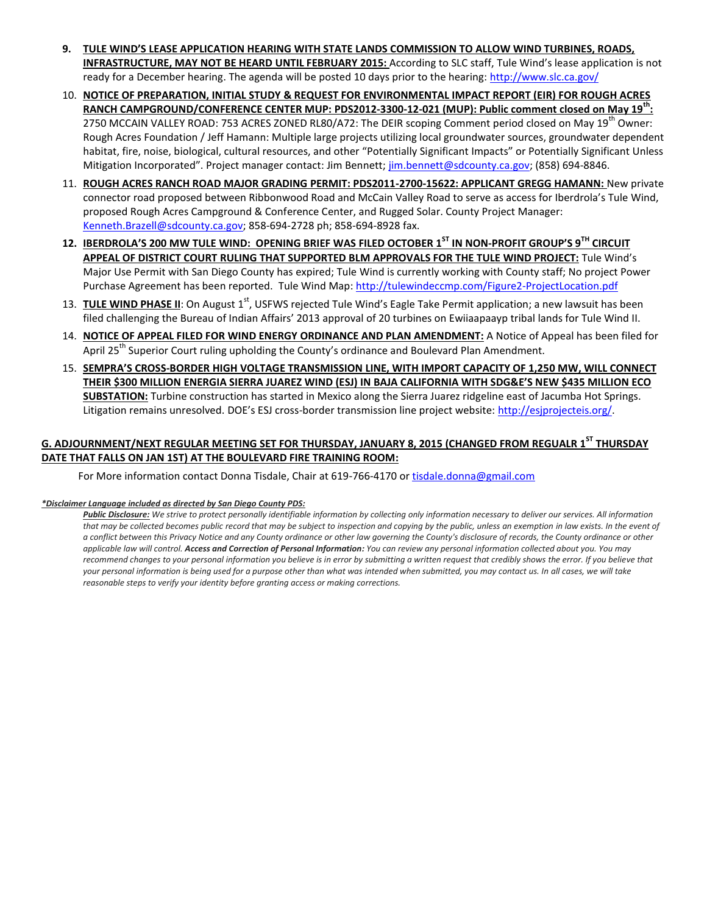9. **TULE WIND'S LEASE APPLICATION HEARING WITH STATE LANDS COMMISSION TO ALLOW WIND TURBINES, ROADS, INFRASTRUCTURE, MAY NOT BE HEARD UNTIL FEBRUARY 2015:** According to SLC staff, Tule Wind's lease application is not ready for a December hearing. The agenda will be posted 10 days prior to the hearing: http://www.slc.ca.gov/

10. **NOTICE OF PREPARATION, INITIAL STUDY & REQUEST FOR ENVIRONMENTAL IMPACT REPORT (EIR) FOR ROUGH ACRES RANCH CAMPGROUND/CONFERENCE CENTER MUP: PDS2012-3300-12-021 (MUP): Public comment closed on May 19th:** 2750 MCCAIN VALLEY ROAD: 753 ACRES ZONED RL80/A72: The DEIR scoping Comment period closed on May 19th Owner: Rough Acres Foundation / Jeff Hamann: Multiple large projects utilizing local groundwater sources, groundwater dependent habitat, fire, noise, biological, cultural resources, and other "Potentially Significant Impacts" or Potentially Significant Unless Mitigation Incorporated". Project manager contact: Jim Bennett; jim.bennett@sdcounty.ca.gov; (858) 694-8846.

11. **ROUGH ACRES RANCH ROAD MAJOR GRADING PERMIT: PDS2011-2700-15622: APPLICANT GREGG HAMANN:** New private connector road proposed between Ribbonwood Road and McCain Valley Road to serve as access for Iberdrola's Tule Wind, proposed Rough Acres Campground & Conference Center, and Rugged Solar. County Project Manager: Kenneth.Brazell@sdcounty.ca.gov; 858-694-2728 ph; 858-694-8928 fax.

12. **IBERDROLA'S 200 MW TULE WIND: OPENING BRIEF WAS FILED OCTOBER 1ST IN NON-PROFIT GROUP'S 9TH CIRCUIT APPEAL OF DISTRICT COURT RULING THAT SUPPORTED BLM APPROVALS FOR THE TULE WIND PROJECT:** Tule Wind's Major Use Permit with San Diego County has expired; Tule Wind is currently working with County staff; No project Power Purchase Agreement has been reported. Tule Wind Map: http://tulewindeccmp.com/Figure2-ProjectLocation.pdf

13. **TULE WIND PHASE II**: On August 1st, USFWS rejected Tule Wind's Eagle Take Permit application; a new lawsuit has been filed challenging the Bureau of Indian Affairs' 2013 approval of 20 turbines on Ewiiaapaayp tribal lands for Tule Wind II.

14. **NOTICE OF APPEAL FILED FOR WIND ENERGY ORDINANCE AND PLAN AMENDMENT:** A Notice of Appeal has been filed for April 25th Superior Court ruling upholding the County's ordinance and Boulevard Plan Amendment.

15. **SEMPRA'S CROSS-BORDER HIGH VOLTAGE TRANSMISSION LINE, WITH IMPORT CAPACITY OF 1,250 MW, WILL CONNECT THEIR $300 MILLION ENERGIA SIERRA JUAREZ WIND (ESJ) IN BAJA CALIFORNIA WITH SDG&E'S NEW $435 MILLION ECO SUBSTATION:** Turbine construction has started in Mexico along the Sierra Juarez ridgeline east of Jacumba Hot Springs. Litigation remains unresolved. DOE's ESJ cross-border transmission line project website: http://esjprojecteis.org/.

## G. ADJOURNMENT/NEXT REGULAR MEETING SET FOR THURSDAY, JANUARY 8, 2015 (CHANGED FROM REGUALR 1ST THURSDAY DATE THAT FALLS ON JAN 1ST) AT THE BOULEVARD FIRE TRAINING ROOM:

For More information contact Donna Tisdale, Chair at 619-766-4170 or tisdale.donna@gmail.com

***Disclaimer Language included as directed by San Diego County PDS:***

***Public Disclosure:*** *We strive to protect personally identifiable information by collecting only information necessary to deliver our services. All information that may be collected becomes public record that may be subject to inspection and copying by the public, unless an exemption in law exists. In the event of a conflict between this Privacy Notice and any County ordinance or other law governing the County's disclosure of records, the County ordinance or other applicable law will control.* ***Access and Correction of Personal Information:*** *You can review any personal information collected about you. You may recommend changes to your personal information you believe is in error by submitting a written request that credibly shows the error. If you believe that your personal information is being used for a purpose other than what was intended when submitted, you may contact us. In all cases, we will take reasonable steps to verify your identity before granting access or making corrections.*